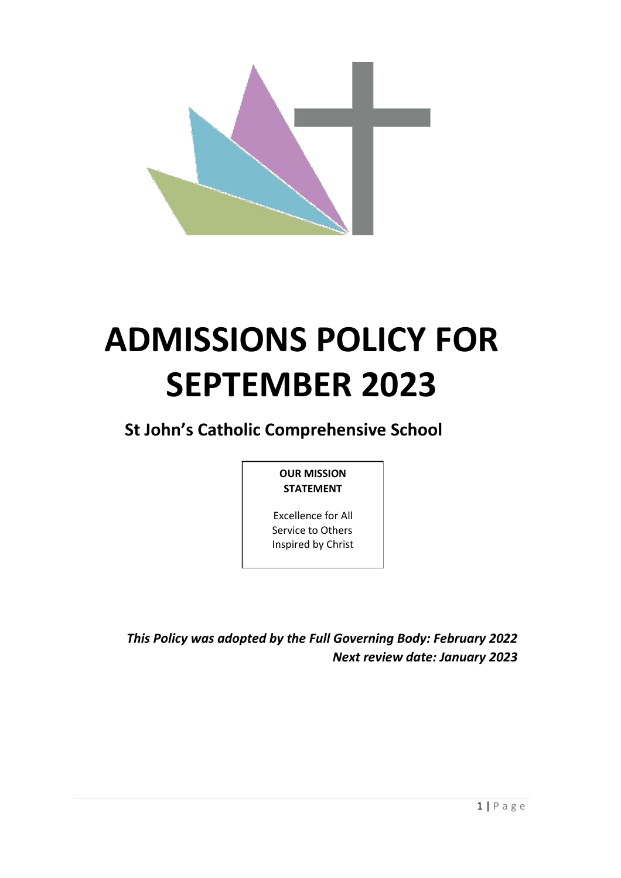# ADMISSIONS POLICY FOR SEPTEMBER 2023

## St John's Catholic Comprehensive School

**OUR MISSION STATEMENT**

Excellence for All
Service to Others
Inspired by Christ

***This Policy was adopted by the Full Governing Body: February 2022***
***Next review date: January 2023***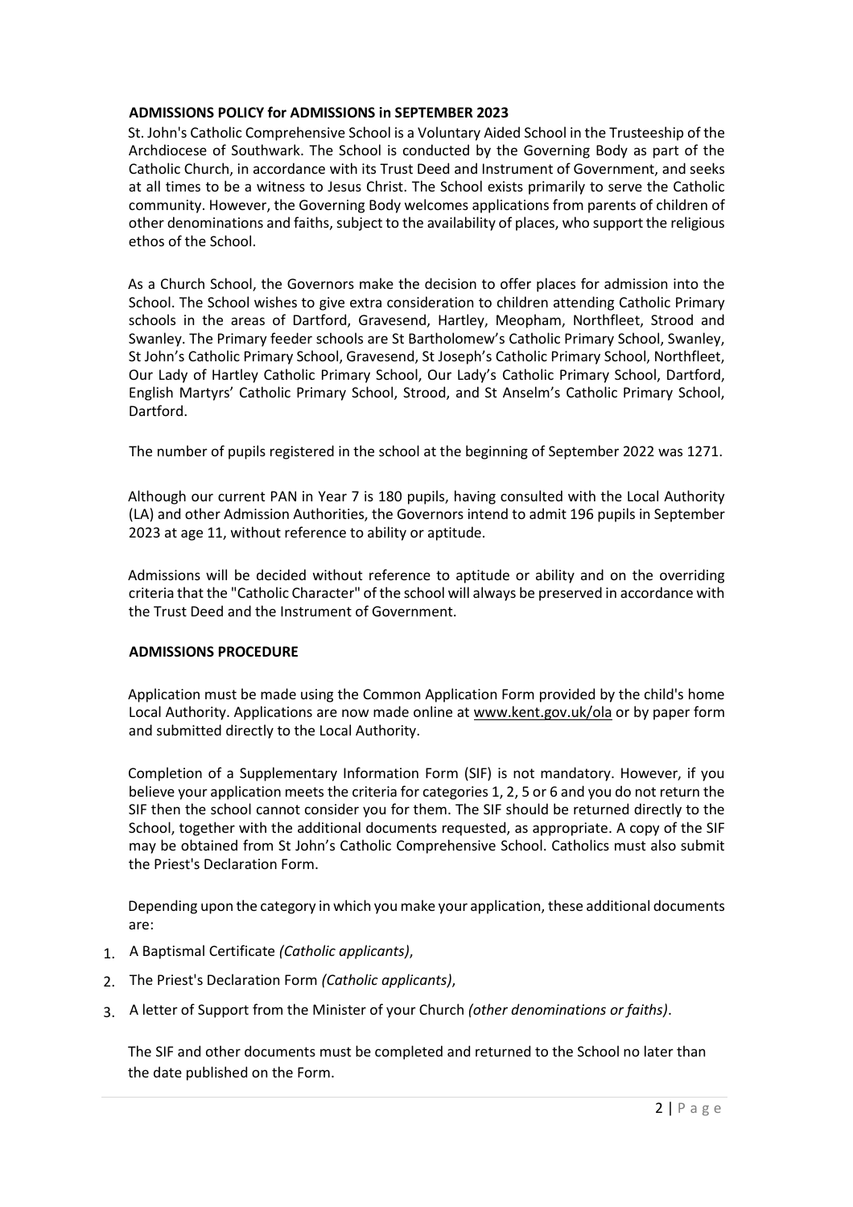## ADMISSIONS POLICY for ADMISSIONS in SEPTEMBER 2023

St. John's Catholic Comprehensive School is a Voluntary Aided School in the Trusteeship of the Archdiocese of Southwark. The School is conducted by the Governing Body as part of the Catholic Church, in accordance with its Trust Deed and Instrument of Government, and seeks at all times to be a witness to Jesus Christ. The School exists primarily to serve the Catholic community. However, the Governing Body welcomes applications from parents of children of other denominations and faiths, subject to the availability of places, who support the religious ethos of the School.

As a Church School, the Governors make the decision to offer places for admission into the School. The School wishes to give extra consideration to children attending Catholic Primary schools in the areas of Dartford, Gravesend, Hartley, Meopham, Northfleet, Strood and Swanley. The Primary feeder schools are St Bartholomew's Catholic Primary School, Swanley, St John's Catholic Primary School, Gravesend, St Joseph's Catholic Primary School, Northfleet, Our Lady of Hartley Catholic Primary School, Our Lady's Catholic Primary School, Dartford, English Martyrs' Catholic Primary School, Strood, and St Anselm's Catholic Primary School, Dartford.

The number of pupils registered in the school at the beginning of September 2022 was 1271.

Although our current PAN in Year 7 is 180 pupils, having consulted with the Local Authority (LA) and other Admission Authorities, the Governors intend to admit 196 pupils in September 2023 at age 11, without reference to ability or aptitude.

Admissions will be decided without reference to aptitude or ability and on the overriding criteria that the "Catholic Character" of the school will always be preserved in accordance with the Trust Deed and the Instrument of Government.

## ADMISSIONS PROCEDURE

Application must be made using the Common Application Form provided by the child's home Local Authority. Applications are now made online at www.kent.gov.uk/ola or by paper form and submitted directly to the Local Authority.

Completion of a Supplementary Information Form (SIF) is not mandatory. However, if you believe your application meets the criteria for categories 1, 2, 5 or 6 and you do not return the SIF then the school cannot consider you for them. The SIF should be returned directly to the School, together with the additional documents requested, as appropriate. A copy of the SIF may be obtained from St John's Catholic Comprehensive School. Catholics must also submit the Priest's Declaration Form.

Depending upon the category in which you make your application, these additional documents are:

1. A Baptismal Certificate *(Catholic applicants)*,
2. The Priest's Declaration Form *(Catholic applicants)*,
3. A letter of Support from the Minister of your Church *(other denominations or faiths)*.

The SIF and other documents must be completed and returned to the School no later than the date published on the Form.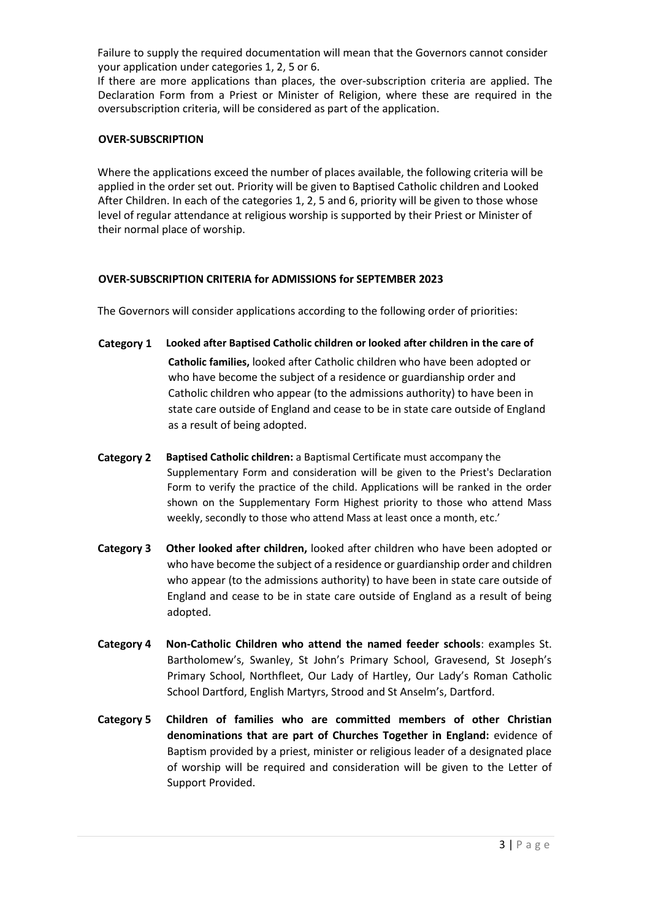Failure to supply the required documentation will mean that the Governors cannot consider your application under categories 1, 2, 5 or 6.

If there are more applications than places, the over-subscription criteria are applied. The Declaration Form from a Priest or Minister of Religion, where these are required in the oversubscription criteria, will be considered as part of the application.

**OVER-SUBSCRIPTION**

Where the applications exceed the number of places available, the following criteria will be applied in the order set out. Priority will be given to Baptised Catholic children and Looked After Children. In each of the categories 1, 2, 5 and 6, priority will be given to those whose level of regular attendance at religious worship is supported by their Priest or Minister of their normal place of worship.

**OVER-SUBSCRIPTION CRITERIA for ADMISSIONS for SEPTEMBER 2023**

The Governors will consider applications according to the following order of priorities:

**Category 1** **Looked after Baptised Catholic children or looked after children in the care of Catholic families,** looked after Catholic children who have been adopted or who have become the subject of a residence or guardianship order and Catholic children who appear (to the admissions authority) to have been in state care outside of England and cease to be in state care outside of England as a result of being adopted.

**Category 2** **Baptised Catholic children:** a Baptismal Certificate must accompany the Supplementary Form and consideration will be given to the Priest's Declaration Form to verify the practice of the child. Applications will be ranked in the order shown on the Supplementary Form Highest priority to those who attend Mass weekly, secondly to those who attend Mass at least once a month, etc.'

**Category 3** **Other looked after children,** looked after children who have been adopted or who have become the subject of a residence or guardianship order and children who appear (to the admissions authority) to have been in state care outside of England and cease to be in state care outside of England as a result of being adopted.

**Category 4** **Non-Catholic Children who attend the named feeder schools**: examples St. Bartholomew's, Swanley, St John's Primary School, Gravesend, St Joseph's Primary School, Northfleet, Our Lady of Hartley, Our Lady's Roman Catholic School Dartford, English Martyrs, Strood and St Anselm's, Dartford.

**Category 5** **Children of families who are committed members of other Christian denominations that are part of Churches Together in England:** evidence of Baptism provided by a priest, minister or religious leader of a designated place of worship will be required and consideration will be given to the Letter of Support Provided.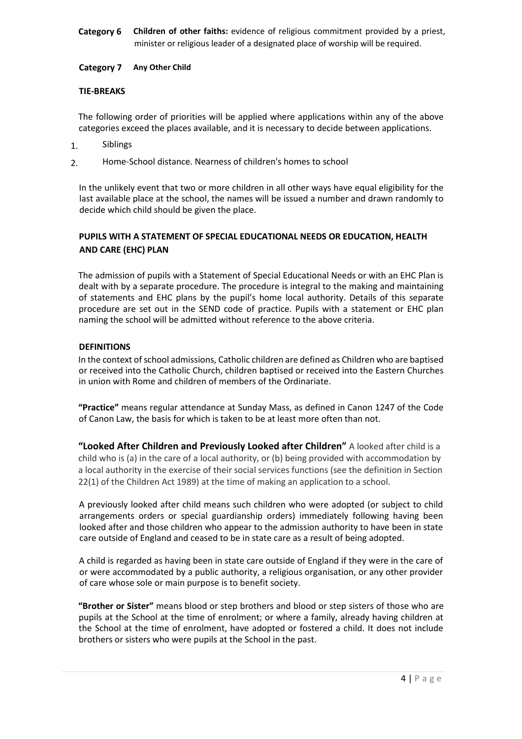**Category 6** **Children of other faiths:** evidence of religious commitment provided by a priest, minister or religious leader of a designated place of worship will be required.

**Category 7** **Any Other Child**

**TIE-BREAKS**

The following order of priorities will be applied where applications within any of the above categories exceed the places available, and it is necessary to decide between applications.

1. Siblings
2. Home-School distance. Nearness of children's homes to school

In the unlikely event that two or more children in all other ways have equal eligibility for the last available place at the school, the names will be issued a number and drawn randomly to decide which child should be given the place.

**PUPILS WITH A STATEMENT OF SPECIAL EDUCATIONAL NEEDS OR EDUCATION, HEALTH AND CARE (EHC) PLAN**

The admission of pupils with a Statement of Special Educational Needs or with an EHC Plan is dealt with by a separate procedure. The procedure is integral to the making and maintaining of statements and EHC plans by the pupil's home local authority. Details of this separate procedure are set out in the SEND code of practice. Pupils with a statement or EHC plan naming the school will be admitted without reference to the above criteria.

**DEFINITIONS**

In the context of school admissions, Catholic children are defined as Children who are baptised or received into the Catholic Church, children baptised or received into the Eastern Churches in union with Rome and children of members of the Ordinariate.

**"Practice"** means regular attendance at Sunday Mass, as defined in Canon 1247 of the Code of Canon Law, the basis for which is taken to be at least more often than not.

**"Looked After Children and Previously Looked after Children"** A looked after child is a child who is (a) in the care of a local authority, or (b) being provided with accommodation by a local authority in the exercise of their social services functions (see the definition in Section 22(1) of the Children Act 1989) at the time of making an application to a school.

A previously looked after child means such children who were adopted (or subject to child arrangements orders or special guardianship orders) immediately following having been looked after and those children who appear to the admission authority to have been in state care outside of England and ceased to be in state care as a result of being adopted.

A child is regarded as having been in state care outside of England if they were in the care of or were accommodated by a public authority, a religious organisation, or any other provider of care whose sole or main purpose is to benefit society.

**"Brother or Sister"** means blood or step brothers and blood or step sisters of those who are pupils at the School at the time of enrolment; or where a family, already having children at the School at the time of enrolment, have adopted or fostered a child. It does not include brothers or sisters who were pupils at the School in the past.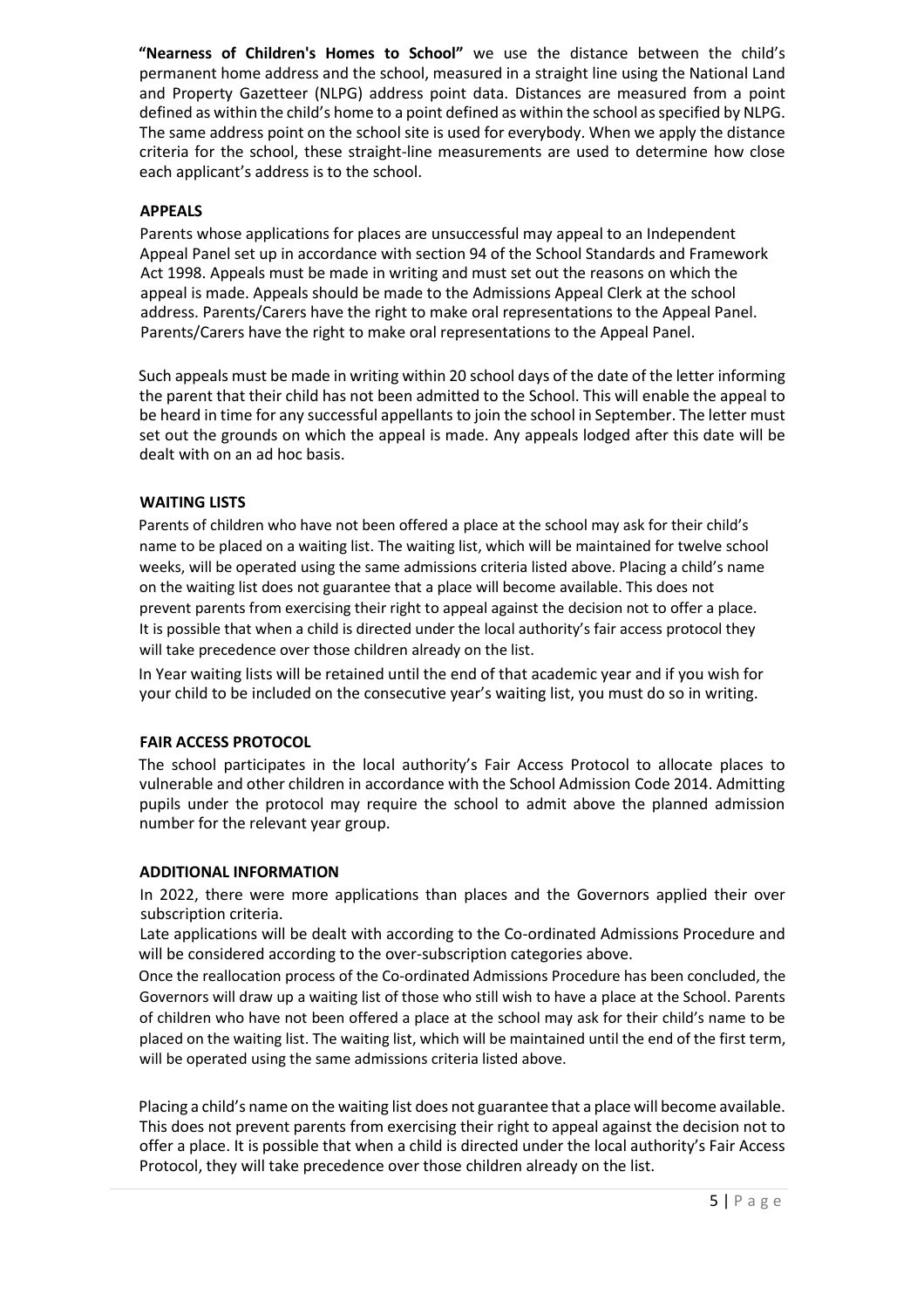**"Nearness of Children's Homes to School"** we use the distance between the child's permanent home address and the school, measured in a straight line using the National Land and Property Gazetteer (NLPG) address point data. Distances are measured from a point defined as within the child's home to a point defined as within the school as specified by NLPG. The same address point on the school site is used for everybody. When we apply the distance criteria for the school, these straight-line measurements are used to determine how close each applicant's address is to the school.

## APPEALS

Parents whose applications for places are unsuccessful may appeal to an Independent Appeal Panel set up in accordance with section 94 of the School Standards and Framework Act 1998. Appeals must be made in writing and must set out the reasons on which the appeal is made. Appeals should be made to the Admissions Appeal Clerk at the school address. Parents/Carers have the right to make oral representations to the Appeal Panel. Parents/Carers have the right to make oral representations to the Appeal Panel.

Such appeals must be made in writing within 20 school days of the date of the letter informing the parent that their child has not been admitted to the School. This will enable the appeal to be heard in time for any successful appellants to join the school in September. The letter must set out the grounds on which the appeal is made. Any appeals lodged after this date will be dealt with on an ad hoc basis.

## WAITING LISTS

Parents of children who have not been offered a place at the school may ask for their child's name to be placed on a waiting list. The waiting list, which will be maintained for twelve school weeks, will be operated using the same admissions criteria listed above. Placing a child's name on the waiting list does not guarantee that a place will become available. This does not prevent parents from exercising their right to appeal against the decision not to offer a place. It is possible that when a child is directed under the local authority's fair access protocol they will take precedence over those children already on the list.

In Year waiting lists will be retained until the end of that academic year and if you wish for your child to be included on the consecutive year's waiting list, you must do so in writing.

## FAIR ACCESS PROTOCOL

The school participates in the local authority's Fair Access Protocol to allocate places to vulnerable and other children in accordance with the School Admission Code 2014. Admitting pupils under the protocol may require the school to admit above the planned admission number for the relevant year group.

## ADDITIONAL INFORMATION

In 2022, there were more applications than places and the Governors applied their over subscription criteria.

Late applications will be dealt with according to the Co-ordinated Admissions Procedure and will be considered according to the over-subscription categories above.

Once the reallocation process of the Co-ordinated Admissions Procedure has been concluded, the Governors will draw up a waiting list of those who still wish to have a place at the School. Parents of children who have not been offered a place at the school may ask for their child's name to be placed on the waiting list. The waiting list, which will be maintained until the end of the first term, will be operated using the same admissions criteria listed above.

Placing a child's name on the waiting list does not guarantee that a place will become available. This does not prevent parents from exercising their right to appeal against the decision not to offer a place. It is possible that when a child is directed under the local authority's Fair Access Protocol, they will take precedence over those children already on the list.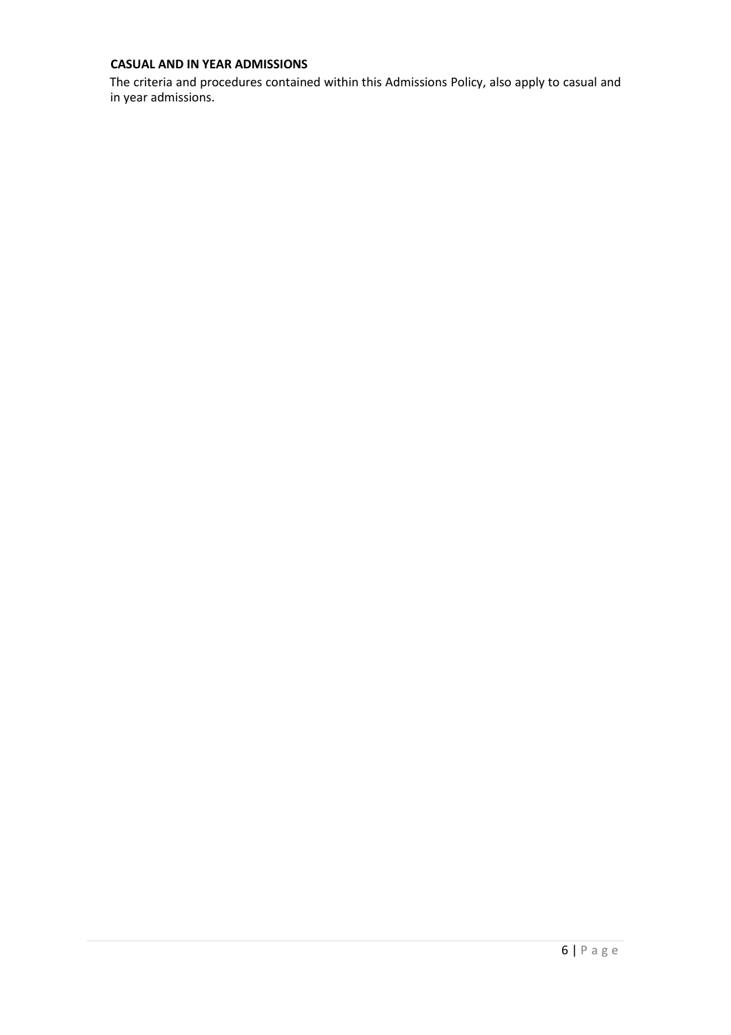**CASUAL AND IN YEAR ADMISSIONS**

The criteria and procedures contained within this Admissions Policy, also apply to casual and in year admissions.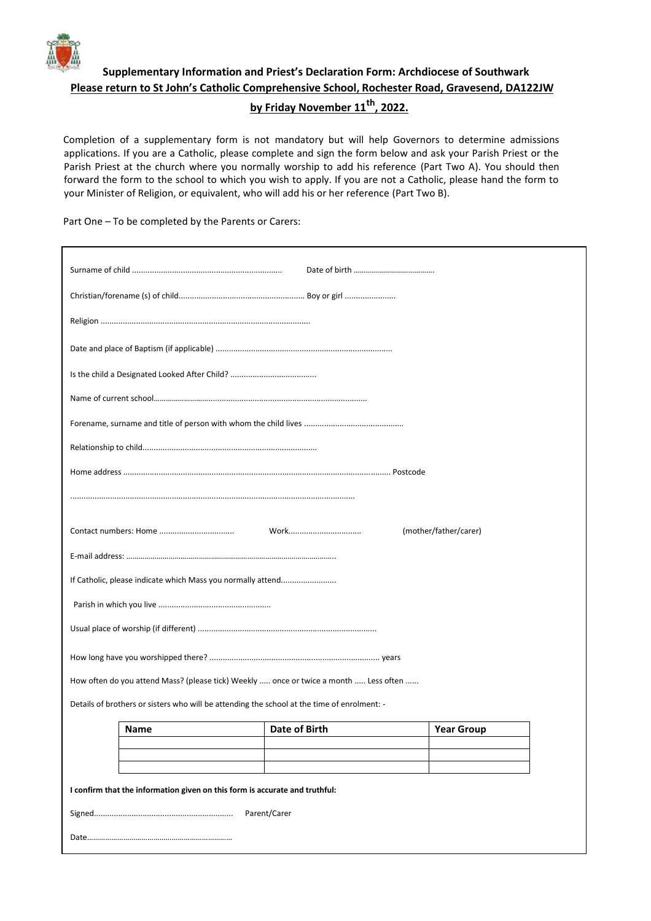## Supplementary Information and Priest's Declaration Form: Archdiocese of Southwark

**Please return to St John's Catholic Comprehensive School, Rochester Road, Gravesend, DA122JW by Friday November 11th, 2022.**

Completion of a supplementary form is not mandatory but will help Governors to determine admissions applications. If you are a Catholic, please complete and sign the form below and ask your Parish Priest or the Parish Priest at the church where you normally worship to add his reference (Part Two A). You should then forward the form to the school to which you wish to apply. If you are not a Catholic, please hand the form to your Minister of Religion, or equivalent, who will add his or her reference (Part Two B).

Part One – To be completed by the Parents or Carers:

Surname of child .................................................................. Date of birth .......................................

Christian/forename (s) of child........................................................ Boy or girl .......................

Religion ..............................................................................................

Date and place of Baptism (if applicable) ...............................................................................

Is the child a Designated Looked After Child? ......................................

Name of current school..................................................................................................

Forename, surname and title of person with whom the child lives ............................................

Relationship to child..............................................................................

Home address ........................................................................................................................ Postcode

...............................................................................................................................

Contact numbers: Home ................................. Work................................ (mother/father/carer)

E-mail address: ..........................................................................................................

If Catholic, please indicate which Mass you normally attend.........................

Parish in which you live ..................................................

Usual place of worship (if different) ................................................................................

How long have you worshipped there? ............................................................................ years

How often do you attend Mass? (please tick) Weekly ..... once or twice a month ..... Less often ......

Details of brothers or sisters who will be attending the school at the time of enrolment: -

| Name | Date of Birth | Year Group |
|---|---|---|
| | | |
| | | |
| | | |

**I confirm that the information given on this form is accurate and truthful:**

Signed............................................................. Parent/Carer

Date.......................................................................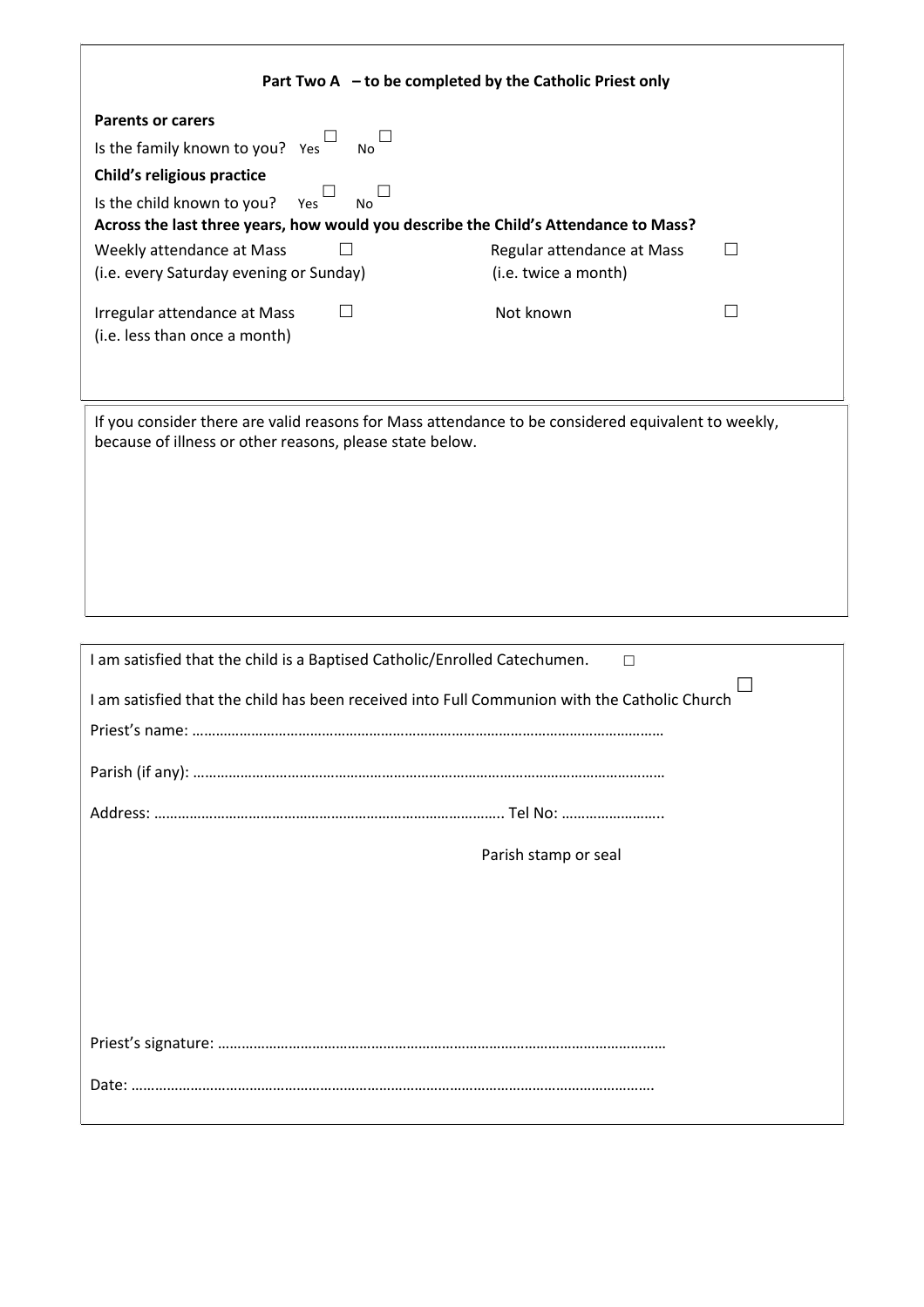**Part Two A – to be completed by the Catholic Priest only**

**Parents or carers**

Is the family known to you? Yes ☐ No ☐

**Child's religious practice**

Is the child known to you? Yes ☐ No ☐

**Across the last three years, how would you describe the Child's Attendance to Mass?**

Weekly attendance at Mass ☐
(i.e. every Saturday evening or Sunday)

Regular attendance at Mass ☐
(i.e. twice a month)

Irregular attendance at Mass ☐
(i.e. less than once a month)

Not known ☐

If you consider there are valid reasons for Mass attendance to be considered equivalent to weekly, because of illness or other reasons, please state below.

I am satisfied that the child is a Baptised Catholic/Enrolled Catechumen. ☐

I am satisfied that the child has been received into Full Communion with the Catholic Church ☐

Priest's name: ……………………………………………………………………………………………………

Parish (if any): ……………………………………………………………………………………………………

Address: …………………………………………………………………………… Tel No: ……………………..

Parish stamp or seal

Priest's signature: …………………………………………………………………………………………………

Date: ………………………………………………………………………………………………………………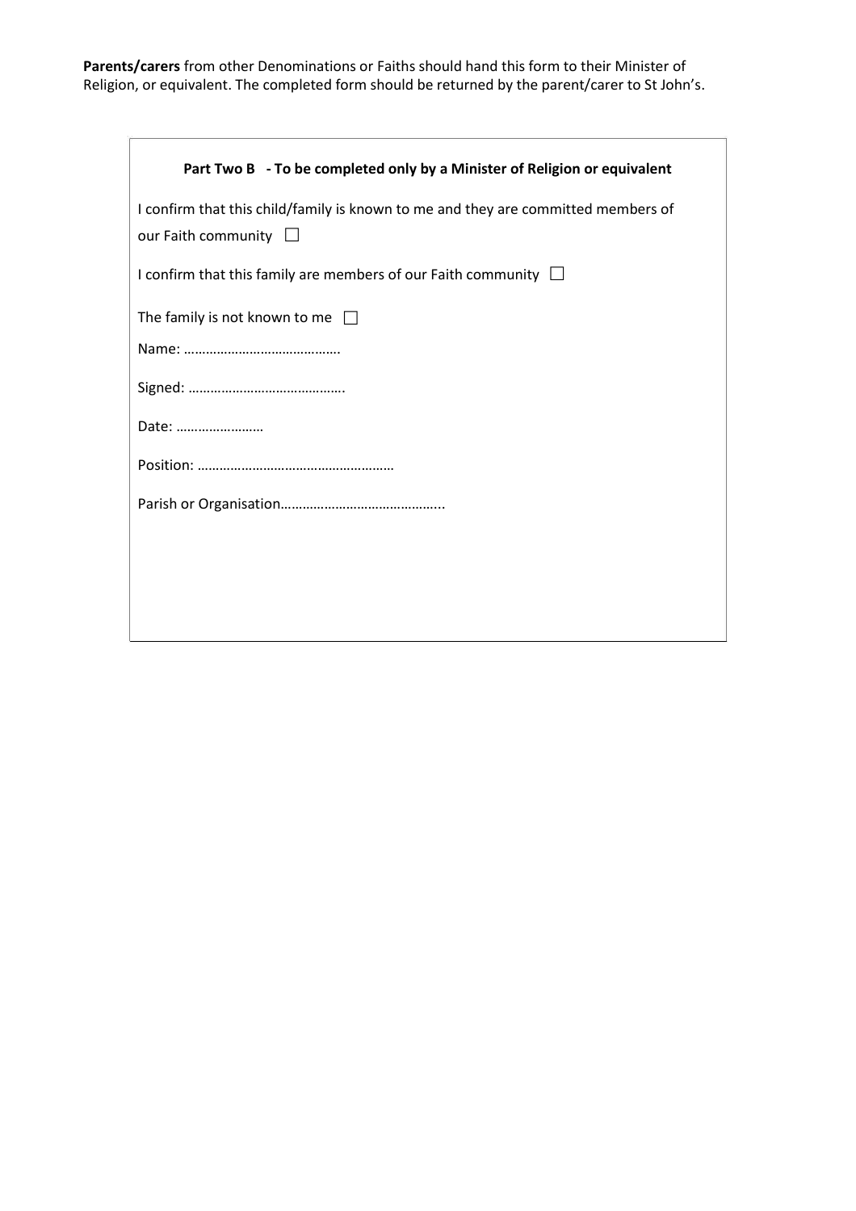**Parents/carers** from other Denominations or Faiths should hand this form to their Minister of Religion, or equivalent. The completed form should be returned by the parent/carer to St John's.

**Part Two B - To be completed only by a Minister of Religion or equivalent**

I confirm that this child/family is known to me and they are committed members of our Faith community ☐

I confirm that this family are members of our Faith community ☐

The family is not known to me ☐

Name: …………………………………….

Signed: …………………………………….

Date: ……………………

Position: ………………………………………………

Parish or Organisation……………………………………..